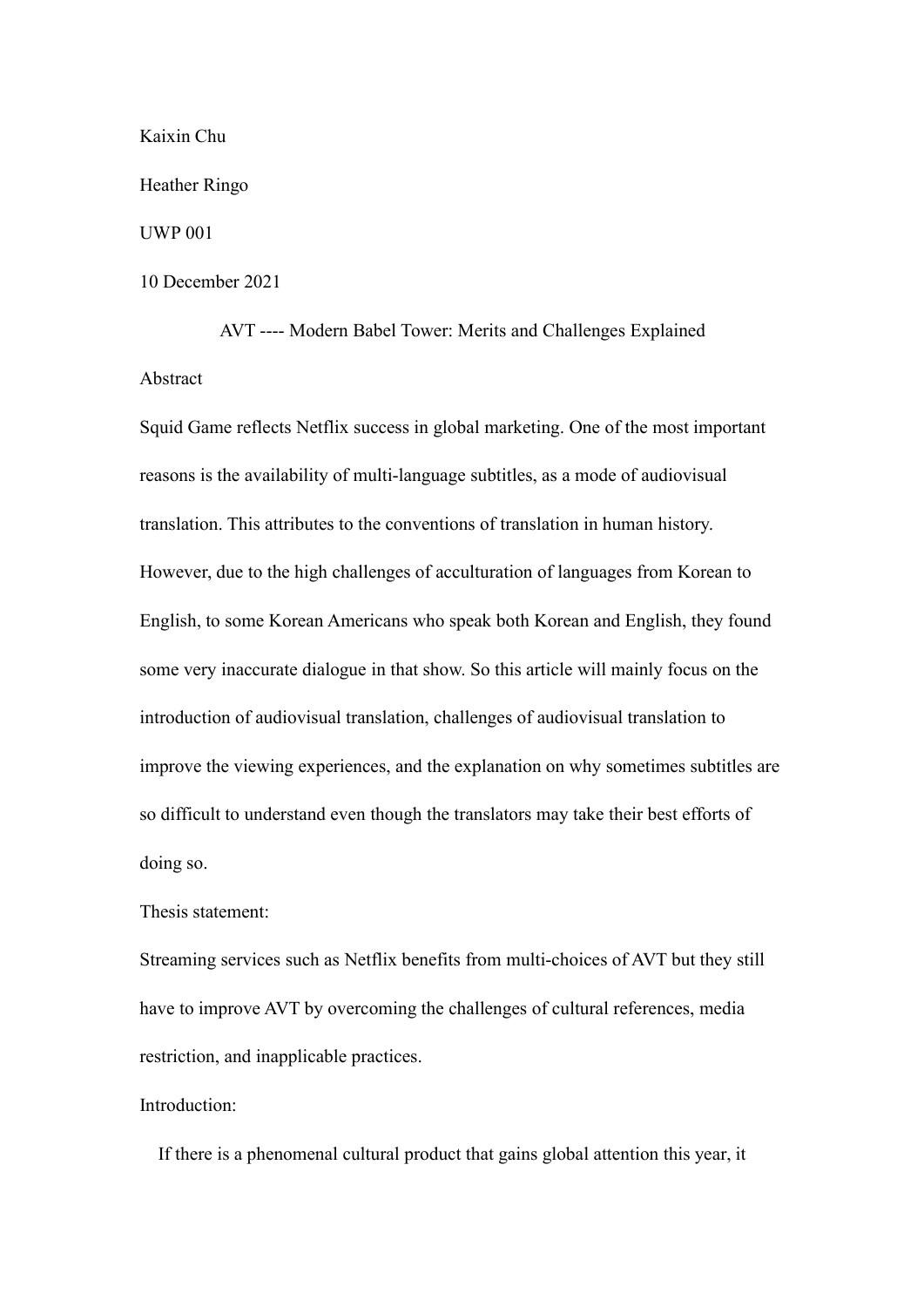Kaixin Chu

Heather Ringo

UWP 001

10 December 2021

# AVT ---- Modern Babel Tower: Merits and Challenges Explained

## Abstract

Squid Game reflects Netflix success in global marketing. One of the most important reasons is the availability of multi-language subtitles, as a mode of audiovisual translation. This attributes to the conventions of translation in human history. However, due to the high challenges of acculturation of languages from Korean to English, to some Korean Americans who speak both Korean and English, they found some very inaccurate dialogue in that show. So this article will mainly focus on the introduction of audiovisual translation, challenges of audiovisual translation to improve the viewing experiences, and the explanation on why sometimes subtitles are so difficult to understand even though the translators may take their best efforts of doing so.

## Thesis statement:

Streaming services such as Netflix benefits from multi-choices of AVT but they still have to improve AVT by overcoming the challenges of cultural references, media restriction, and inapplicable practices.

## Introduction:

If there is a phenomenal cultural product that gains global attention this year, it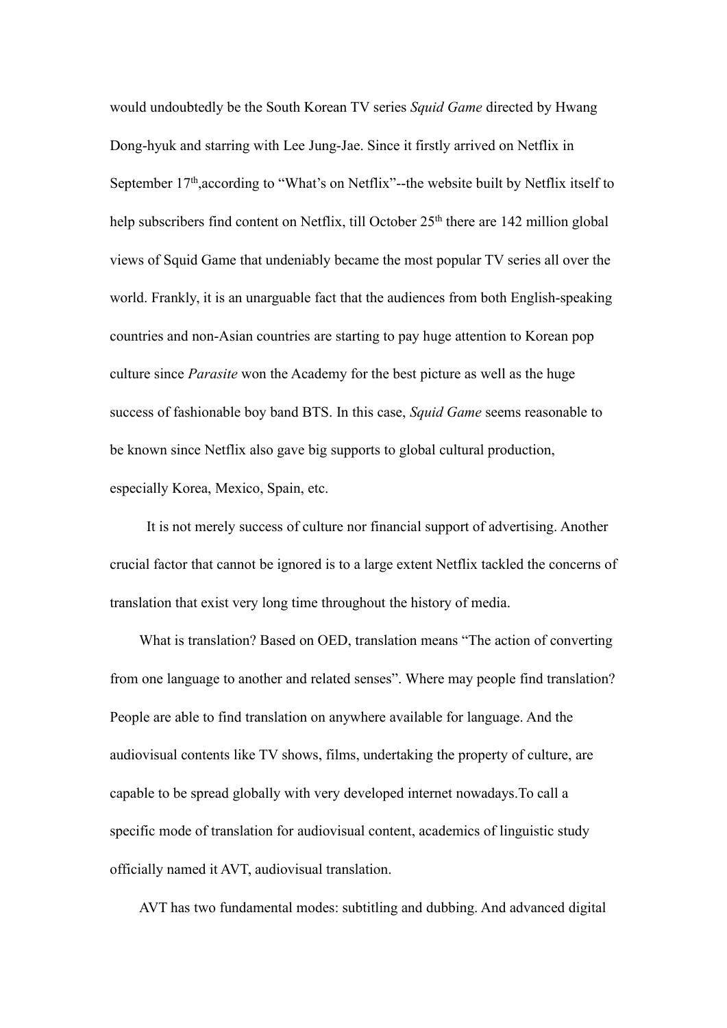would undoubtedly be the South Korean TV series *Squid Game* directed by Hwang Dong-hyuk and starring with Lee Jung-Jae. Since it firstly arrived on Netflix in September 17th,according to "What's on Netflix"--the website built by Netflix itself to help subscribers find content on Netflix, till October 25th there are 142 million global views of Squid Game that undeniably became the most popular TV series all over the world. Frankly, it is an unarguable fact that the audiences from both English-speaking countries and non-Asian countries are starting to pay huge attention to Korean pop culture since *Parasite* won the Academy for the best picture as well as the huge success of fashionable boy band BTS. In this case, *Squid Game* seems reasonable to be known since Netflix also gave big supports to global cultural production, especially Korea, Mexico, Spain, etc.

It is not merely success of culture nor financial support of advertising. Another crucial factor that cannot be ignored is to a large extent Netflix tackled the concerns of translation that exist very long time throughout the history of media.

What is translation? Based on OED, translation means "The action of converting from one language to another and related senses". Where may people find translation? People are able to find translation on anywhere available for language. And the audiovisual contents like TV shows, films, undertaking the property of culture, are capable to be spread globally with very developed internet nowadays.To call a specific mode of translation for audiovisual content, academics of linguistic study officially named it AVT, audiovisual translation.

AVT has two fundamental modes: subtitling and dubbing. And advanced digital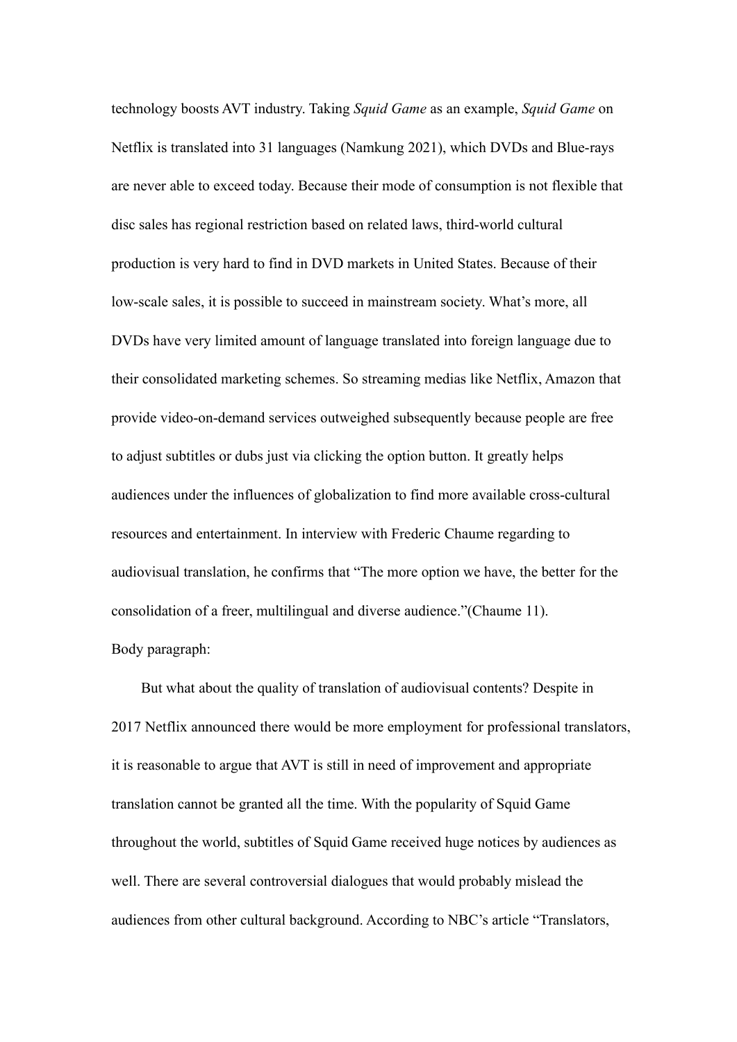technology boosts AVT industry. Taking *Squid Game* as an example, *Squid Game* on Netflix is translated into 31 languages (Namkung 2021), which DVDs and Blue-rays are never able to exceed today. Because their mode of consumption is not flexible that disc sales has regional restriction based on related laws, third-world cultural production is very hard to find in DVD markets in United States. Because of their low-scale sales, it is possible to succeed in mainstream society. What's more, all DVDs have very limited amount of language translated into foreign language due to their consolidated marketing schemes. So streaming medias like Netflix, Amazon that provide video-on-demand services outweighed subsequently because people are free to adjust subtitles or dubs just via clicking the option button. It greatly helps audiences under the influences of globalization to find more available cross-cultural resources and entertainment. In interview with Frederic Chaume regarding to audiovisual translation, he confirms that "The more option we have, the better for the consolidation of a freer, multilingual and diverse audience."(Chaume 11).

Body paragraph:

But what about the quality of translation of audiovisual contents? Despite in 2017 Netflix announced there would be more employment for professional translators, it is reasonable to argue that AVT is still in need of improvement and appropriate translation cannot be granted all the time. With the popularity of Squid Game throughout the world, subtitles of Squid Game received huge notices by audiences as well. There are several controversial dialogues that would probably mislead the audiences from other cultural background. According to NBC's article "Translators,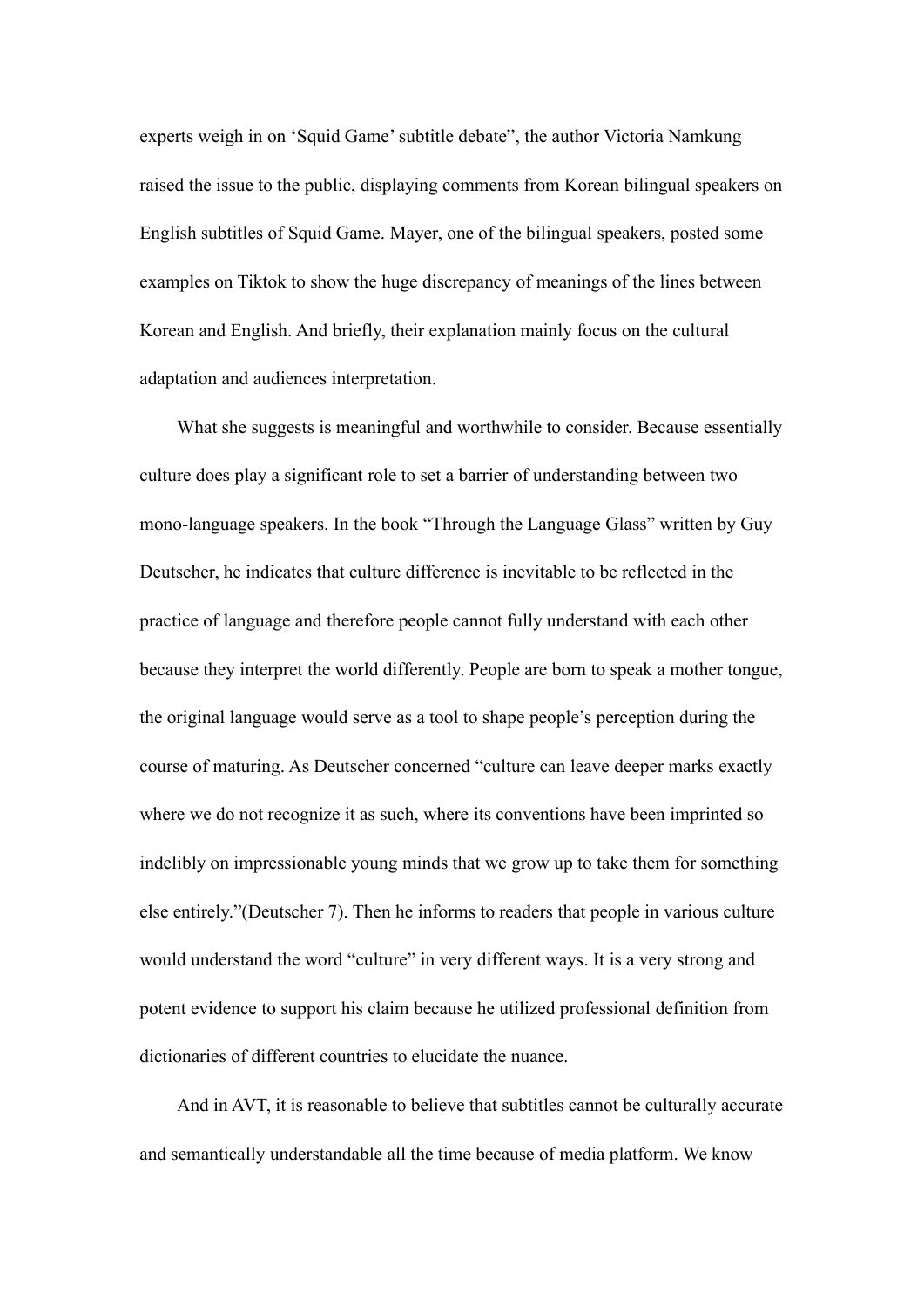experts weigh in on 'Squid Game' subtitle debate", the author Victoria Namkung raised the issue to the public, displaying comments from Korean bilingual speakers on English subtitles of Squid Game. Mayer, one of the bilingual speakers, posted some examples on Tiktok to show the huge discrepancy of meanings of the lines between Korean and English. And briefly, their explanation mainly focus on the cultural adaptation and audiences interpretation.

What she suggests is meaningful and worthwhile to consider. Because essentially culture does play a significant role to set a barrier of understanding between two mono-language speakers. In the book "Through the Language Glass" written by Guy Deutscher, he indicates that culture difference is inevitable to be reflected in the practice of language and therefore people cannot fully understand with each other because they interpret the world differently. People are born to speak a mother tongue, the original language would serve as a tool to shape people's perception during the course of maturing. As Deutscher concerned "culture can leave deeper marks exactly where we do not recognize it as such, where its conventions have been imprinted so indelibly on impressionable young minds that we grow up to take them for something else entirely."(Deutscher 7). Then he informs to readers that people in various culture would understand the word "culture" in very different ways. It is a very strong and potent evidence to support his claim because he utilized professional definition from dictionaries of different countries to elucidate the nuance.

And in AVT, it is reasonable to believe that subtitles cannot be culturally accurate and semantically understandable all the time because of media platform. We know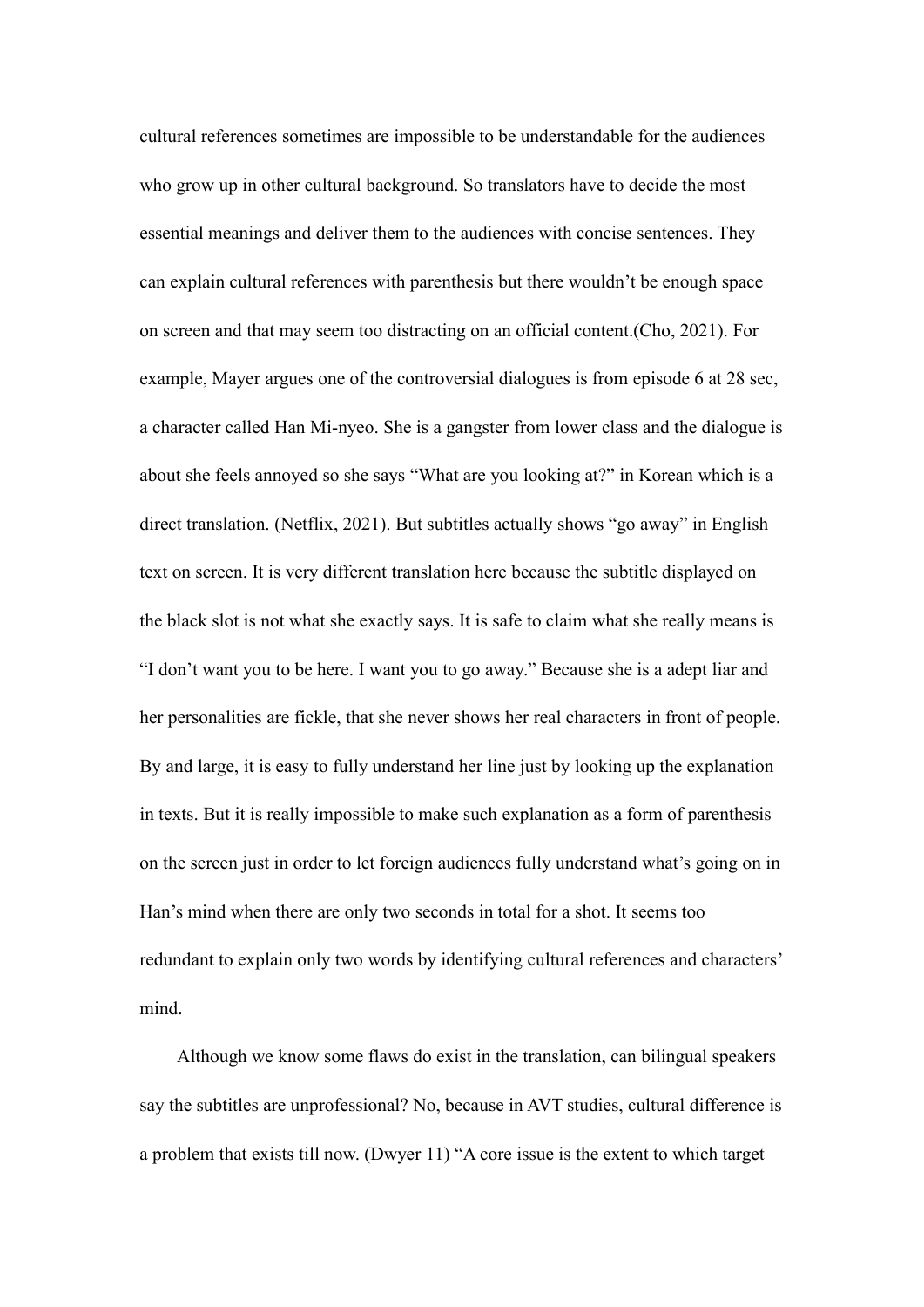cultural references sometimes are impossible to be understandable for the audiences who grow up in other cultural background. So translators have to decide the most essential meanings and deliver them to the audiences with concise sentences. They can explain cultural references with parenthesis but there wouldn't be enough space on screen and that may seem too distracting on an official content.(Cho, 2021). For example, Mayer argues one of the controversial dialogues is from episode 6 at 28 sec, a character called Han Mi-nyeo. She is a gangster from lower class and the dialogue is about she feels annoyed so she says "What are you looking at?" in Korean which is a direct translation. (Netflix, 2021). But subtitles actually shows "go away" in English text on screen. It is very different translation here because the subtitle displayed on the black slot is not what she exactly says. It is safe to claim what she really means is "I don't want you to be here. I want you to go away." Because she is a adept liar and her personalities are fickle, that she never shows her real characters in front of people. By and large, it is easy to fully understand her line just by looking up the explanation in texts. But it is really impossible to make such explanation as a form of parenthesis on the screen just in order to let foreign audiences fully understand what's going on in Han's mind when there are only two seconds in total for a shot. It seems too redundant to explain only two words by identifying cultural references and characters' mind.

Although we know some flaws do exist in the translation, can bilingual speakers say the subtitles are unprofessional? No, because in AVT studies, cultural difference is a problem that exists till now. (Dwyer 11) "A core issue is the extent to which target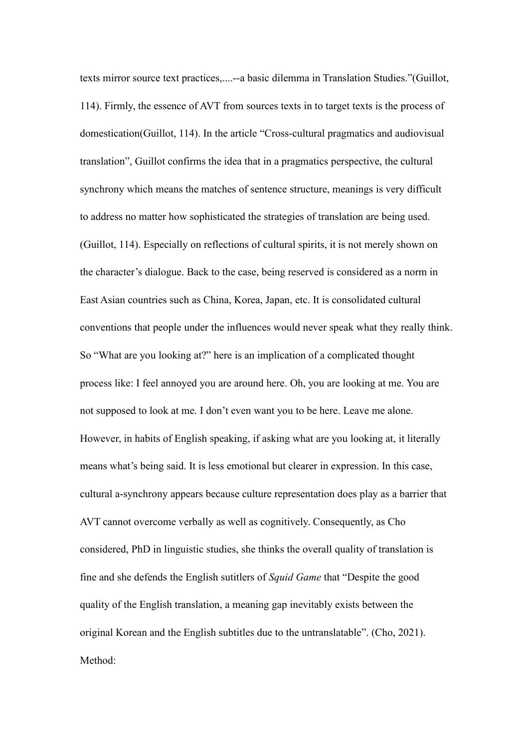texts mirror source text practices,....--a basic dilemma in Translation Studies."(Guillot, 114). Firmly, the essence of AVT from sources texts in to target texts is the process of domestication(Guillot, 114). In the article "Cross-cultural pragmatics and audiovisual translation", Guillot confirms the idea that in a pragmatics perspective, the cultural synchrony which means the matches of sentence structure, meanings is very difficult to address no matter how sophisticated the strategies of translation are being used. (Guillot, 114). Especially on reflections of cultural spirits, it is not merely shown on the character's dialogue. Back to the case, being reserved is considered as a norm in East Asian countries such as China, Korea, Japan, etc. It is consolidated cultural conventions that people under the influences would never speak what they really think. So "What are you looking at?" here is an implication of a complicated thought process like: I feel annoyed you are around here. Oh, you are looking at me. You are not supposed to look at me. I don't even want you to be here. Leave me alone. However, in habits of English speaking, if asking what are you looking at, it literally means what's being said. It is less emotional but clearer in expression. In this case, cultural a-synchrony appears because culture representation does play as a barrier that AVT cannot overcome verbally as well as cognitively. Consequently, as Cho considered, PhD in linguistic studies, she thinks the overall quality of translation is fine and she defends the English sutitlers of *Squid Game* that "Despite the good quality of the English translation, a meaning gap inevitably exists between the original Korean and the English subtitles due to the untranslatable". (Cho, 2021).

Method: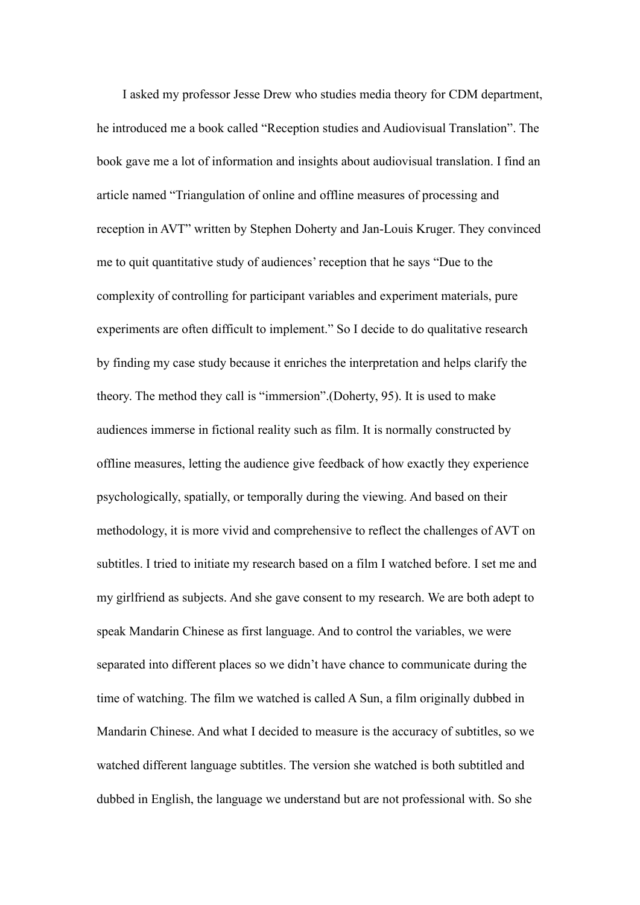I asked my professor Jesse Drew who studies media theory for CDM department, he introduced me a book called "Reception studies and Audiovisual Translation". The book gave me a lot of information and insights about audiovisual translation. I find an article named "Triangulation of online and offline measures of processing and reception in AVT" written by Stephen Doherty and Jan-Louis Kruger. They convinced me to quit quantitative study of audiences' reception that he says "Due to the complexity of controlling for participant variables and experiment materials, pure experiments are often difficult to implement." So I decide to do qualitative research by finding my case study because it enriches the interpretation and helps clarify the theory. The method they call is "immersion".(Doherty, 95). It is used to make audiences immerse in fictional reality such as film. It is normally constructed by offline measures, letting the audience give feedback of how exactly they experience psychologically, spatially, or temporally during the viewing. And based on their methodology, it is more vivid and comprehensive to reflect the challenges of AVT on subtitles. I tried to initiate my research based on a film I watched before. I set me and my girlfriend as subjects. And she gave consent to my research. We are both adept to speak Mandarin Chinese as first language. And to control the variables, we were separated into different places so we didn't have chance to communicate during the time of watching. The film we watched is called A Sun, a film originally dubbed in Mandarin Chinese. And what I decided to measure is the accuracy of subtitles, so we watched different language subtitles. The version she watched is both subtitled and dubbed in English, the language we understand but are not professional with. So she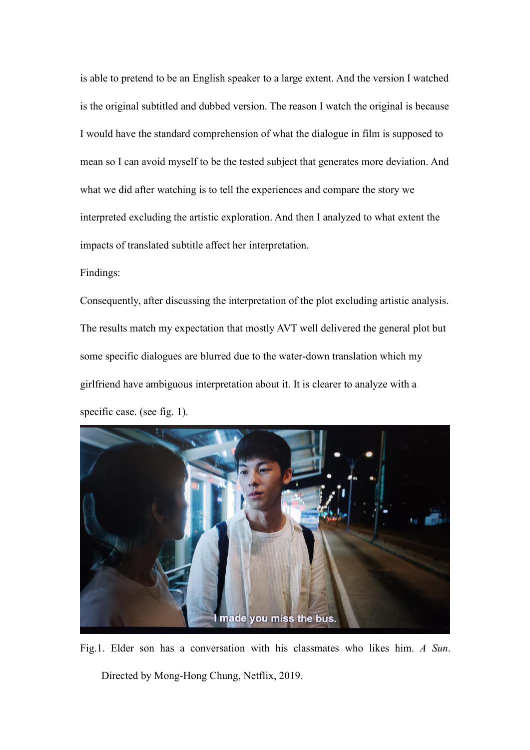is able to pretend to be an English speaker to a large extent. And the version I watched is the original subtitled and dubbed version. The reason I watch the original is because I would have the standard comprehension of what the dialogue in film is supposed to mean so I can avoid myself to be the tested subject that generates more deviation. And what we did after watching is to tell the experiences and compare the story we interpreted excluding the artistic exploration. And then I analyzed to what extent the impacts of translated subtitle affect her interpretation.

Findings:

Consequently, after discussing the interpretation of the plot excluding artistic analysis. The results match my expectation that mostly AVT well delivered the general plot but some specific dialogues are blurred due to the water-down translation which my girlfriend have ambiguous interpretation about it. It is clearer to analyze with a specific case. (see fig. 1).

Fig.1. Elder son has a conversation with his classmates who likes him. *A Sun*. Directed by Mong-Hong Chung, Netflix, 2019.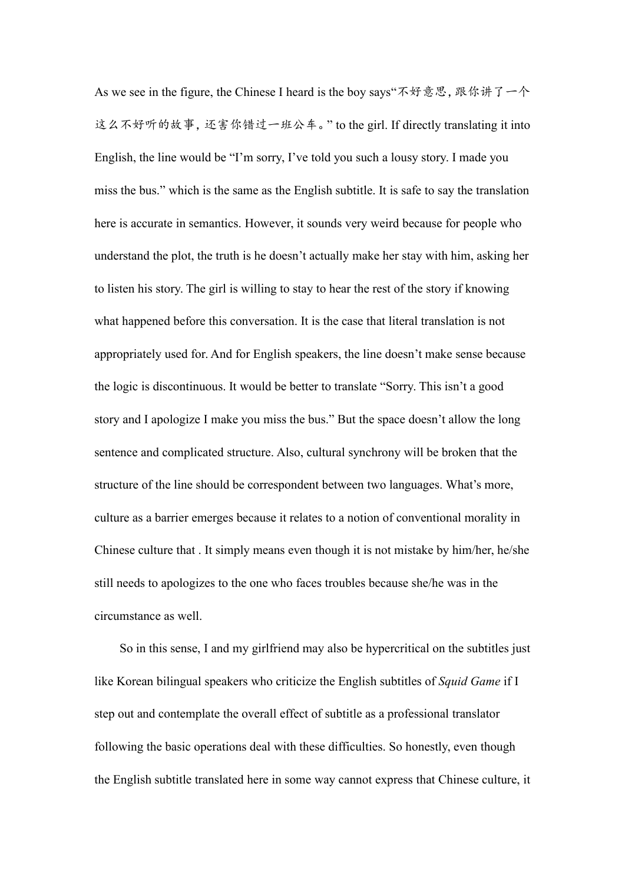As we see in the figure, the Chinese I heard is the boy says"不好意思，跟你讲了一个这么不好听的故事，还害你错过一班公车。" to the girl. If directly translating it into English, the line would be "I'm sorry, I've told you such a lousy story. I made you miss the bus." which is the same as the English subtitle. It is safe to say the translation here is accurate in semantics. However, it sounds very weird because for people who understand the plot, the truth is he doesn't actually make her stay with him, asking her to listen his story. The girl is willing to stay to hear the rest of the story if knowing what happened before this conversation. It is the case that literal translation is not appropriately used for. And for English speakers, the line doesn't make sense because the logic is discontinuous. It would be better to translate "Sorry. This isn't a good story and I apologize I make you miss the bus." But the space doesn't allow the long sentence and complicated structure. Also, cultural synchrony will be broken that the structure of the line should be correspondent between two languages. What's more, culture as a barrier emerges because it relates to a notion of conventional morality in Chinese culture that . It simply means even though it is not mistake by him/her, he/she still needs to apologizes to the one who faces troubles because she/he was in the circumstance as well.

So in this sense, I and my girlfriend may also be hypercritical on the subtitles just like Korean bilingual speakers who criticize the English subtitles of *Squid Game* if I step out and contemplate the overall effect of subtitle as a professional translator following the basic operations deal with these difficulties. So honestly, even though the English subtitle translated here in some way cannot express that Chinese culture, it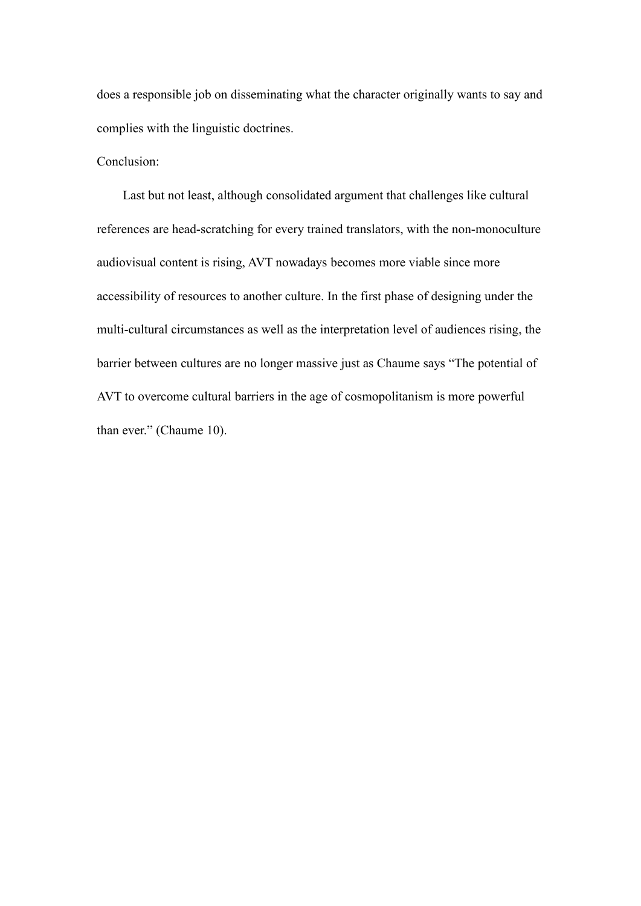does a responsible job on disseminating what the character originally wants to say and complies with the linguistic doctrines.

Conclusion:

Last but not least, although consolidated argument that challenges like cultural references are head-scratching for every trained translators, with the non-monoculture audiovisual content is rising, AVT nowadays becomes more viable since more accessibility of resources to another culture. In the first phase of designing under the multi-cultural circumstances as well as the interpretation level of audiences rising, the barrier between cultures are no longer massive just as Chaume says "The potential of AVT to overcome cultural barriers in the age of cosmopolitanism is more powerful than ever." (Chaume 10).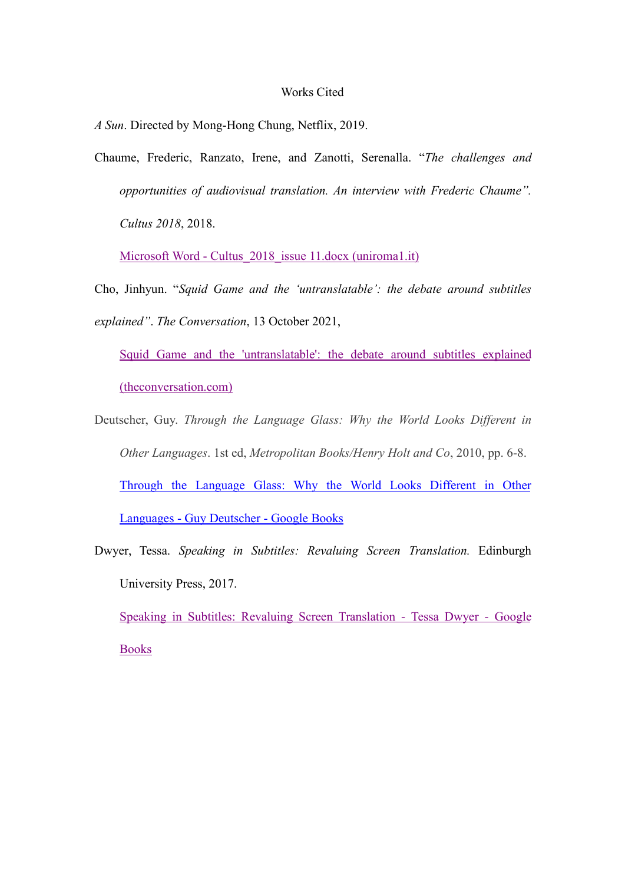# Works Cited

*A Sun*. Directed by Mong-Hong Chung, Netflix, 2019.

Chaume, Frederic, Ranzato, Irene, and Zanotti, Serenalla. "*The challenges and opportunities of audiovisual translation. An interview with Frederic Chaume". Cultus 2018*, 2018.

Microsoft Word - Cultus_2018_issue 11.docx (uniroma1.it)

Cho, Jinhyun. "*Squid Game and the 'untranslatable': the debate around subtitles explained"*. *The Conversation*, 13 October 2021,

Squid Game and the 'untranslatable': the debate around subtitles explained (theconversation.com)

Deutscher, Guy. *Through the Language Glass: Why the World Looks Different in Other Languages*. 1st ed, *Metropolitan Books/Henry Holt and Co*, 2010, pp. 6-8.

Through the Language Glass: Why the World Looks Different in Other Languages - Guy Deutscher - Google Books

Dwyer, Tessa. *Speaking in Subtitles: Revaluing Screen Translation.* Edinburgh University Press, 2017.

Speaking in Subtitles: Revaluing Screen Translation - Tessa Dwyer - Google Books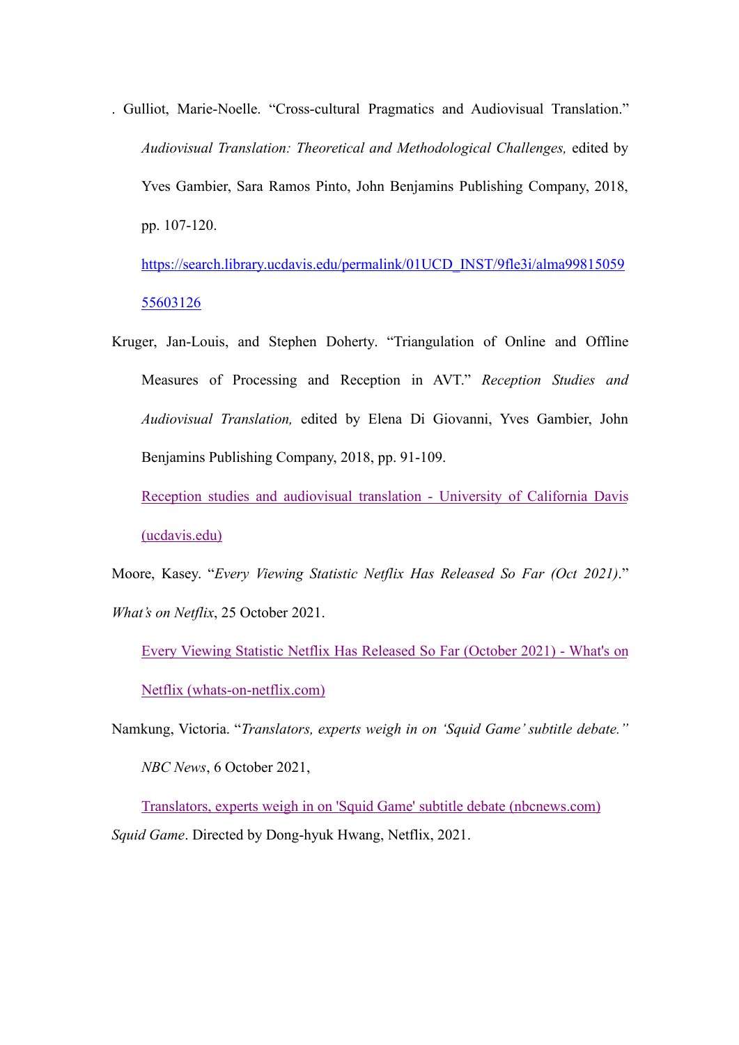. Gulliot, Marie-Noelle. "Cross-cultural Pragmatics and Audiovisual Translation." *Audiovisual Translation: Theoretical and Methodological Challenges,* edited by Yves Gambier, Sara Ramos Pinto, John Benjamins Publishing Company, 2018, pp. 107-120. https://search.library.ucdavis.edu/permalink/01UCD_INST/9fle3i/alma9981505955603126

Kruger, Jan-Louis, and Stephen Doherty. "Triangulation of Online and Offline Measures of Processing and Reception in AVT." *Reception Studies and Audiovisual Translation,* edited by Elena Di Giovanni, Yves Gambier, John Benjamins Publishing Company, 2018, pp. 91-109. Reception studies and audiovisual translation - University of California Davis (ucdavis.edu)

Moore, Kasey. "*Every Viewing Statistic Netflix Has Released So Far (Oct 2021)*." *What's on Netflix*, 25 October 2021. Every Viewing Statistic Netflix Has Released So Far (October 2021) - What's on Netflix (whats-on-netflix.com)

Namkung, Victoria. "*Translators, experts weigh in on 'Squid Game' subtitle debate." NBC News*, 6 October 2021, Translators, experts weigh in on 'Squid Game' subtitle debate (nbcnews.com)

*Squid Game*. Directed by Dong-hyuk Hwang, Netflix, 2021.